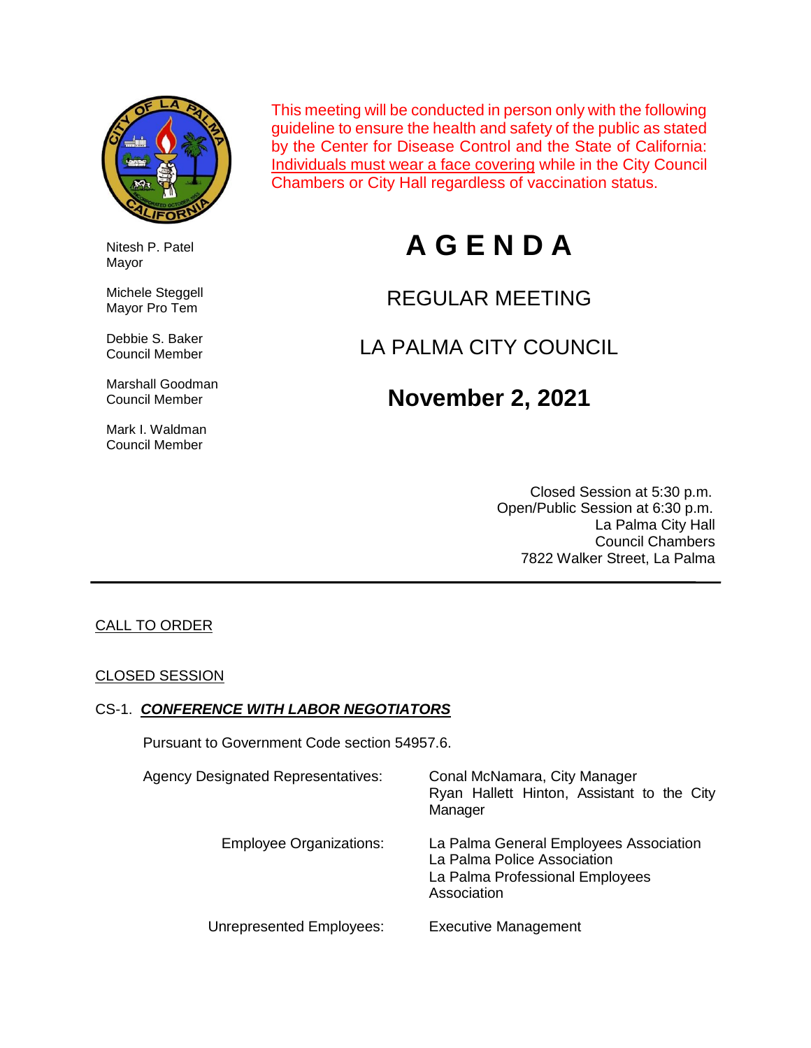This meeting will be conducted in person only with the following guideline to ensure the health and safety of the public as stated by the Center for Disease Control and the State of California: Individuals must wear a face covering while in the City Council Chambers or City Hall regardless of vaccination status.

Nitesh P. Patel
Mayor

Michele Steggell
Mayor Pro Tem

Debbie S. Baker
Council Member

Marshall Goodman
Council Member

Mark I. Waldman
Council Member

# A G E N D A

## REGULAR MEETING

## LA PALMA CITY COUNCIL

## November 2, 2021

Closed Session at 5:30 p.m.
Open/Public Session at 6:30 p.m.
La Palma City Hall
Council Chambers
7822 Walker Street, La Palma

---

CALL TO ORDER

CLOSED SESSION

CS-1. ***CONFERENCE WITH LABOR NEGOTIATORS***

Pursuant to Government Code section 54957.6.

| | |
|---|---|
| Agency Designated Representatives: | Conal McNamara, City Manager<br>Ryan Hallett Hinton, Assistant to the City Manager |
| Employee Organizations: | La Palma General Employees Association<br>La Palma Police Association<br>La Palma Professional Employees Association |
| Unrepresented Employees: | Executive Management |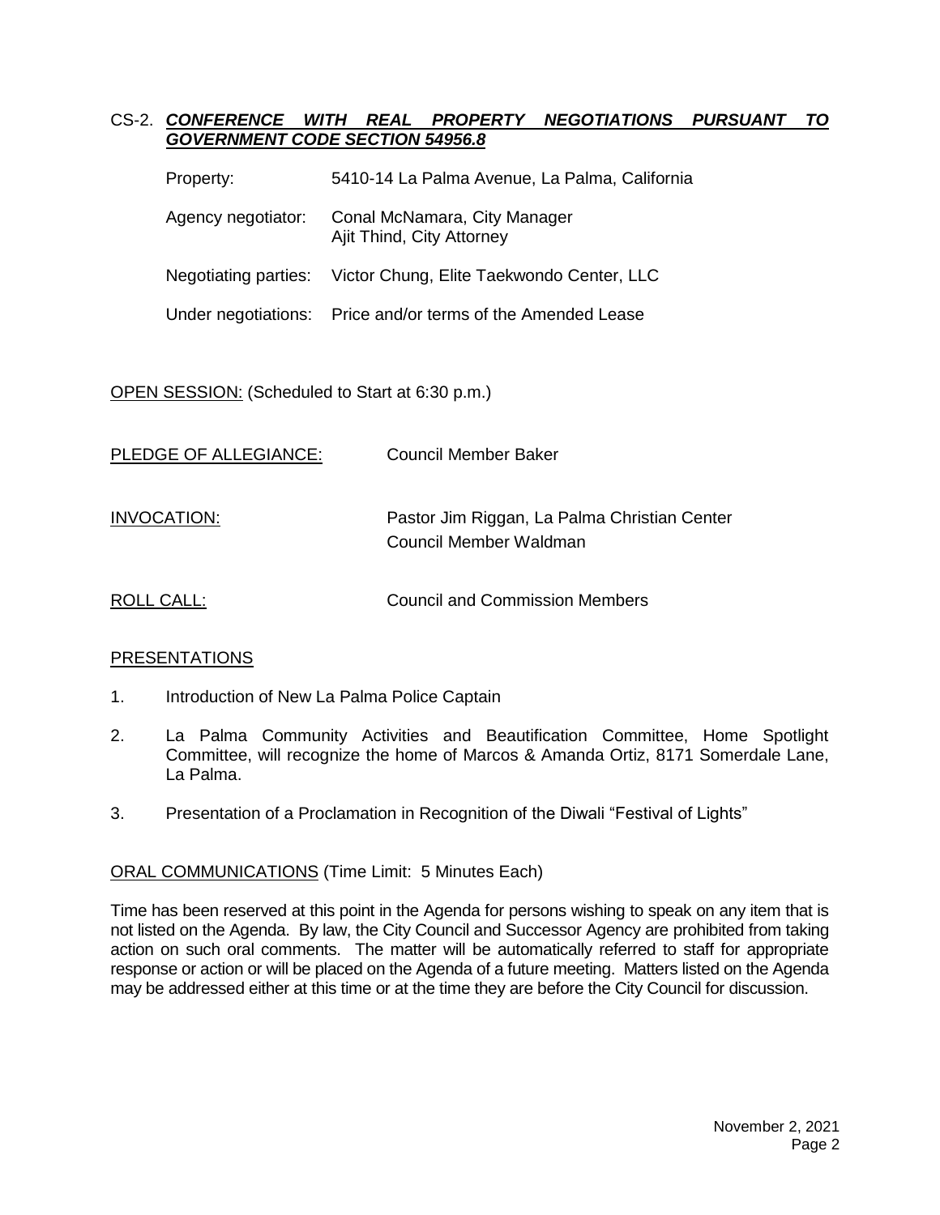CS-2. ***<u>CONFERENCE WITH REAL PROPERTY NEGOTIATIONS PURSUANT TO GOVERNMENT CODE SECTION 54956.8</u>***

Property: 5410-14 La Palma Avenue, La Palma, California

Agency negotiator: Conal McNamara, City Manager
Ajit Thind, City Attorney

Negotiating parties: Victor Chung, Elite Taekwondo Center, LLC

Under negotiations: Price and/or terms of the Amended Lease

<u>OPEN SESSION:</u> (Scheduled to Start at 6:30 p.m.)

<u>PLEDGE OF ALLEGIANCE:</u> Council Member Baker

<u>INVOCATION:</u> Pastor Jim Riggan, La Palma Christian Center
Council Member Waldman

<u>ROLL CALL:</u> Council and Commission Members

<u>PRESENTATIONS</u>

1. Introduction of New La Palma Police Captain

2. La Palma Community Activities and Beautification Committee, Home Spotlight Committee, will recognize the home of Marcos & Amanda Ortiz, 8171 Somerdale Lane, La Palma.

3. Presentation of a Proclamation in Recognition of the Diwali "Festival of Lights"

<u>ORAL COMMUNICATIONS</u> (Time Limit: 5 Minutes Each)

Time has been reserved at this point in the Agenda for persons wishing to speak on any item that is not listed on the Agenda. By law, the City Council and Successor Agency are prohibited from taking action on such oral comments. The matter will be automatically referred to staff for appropriate response or action or will be placed on the Agenda of a future meeting. Matters listed on the Agenda may be addressed either at this time or at the time they are before the City Council for discussion.

November 2, 2021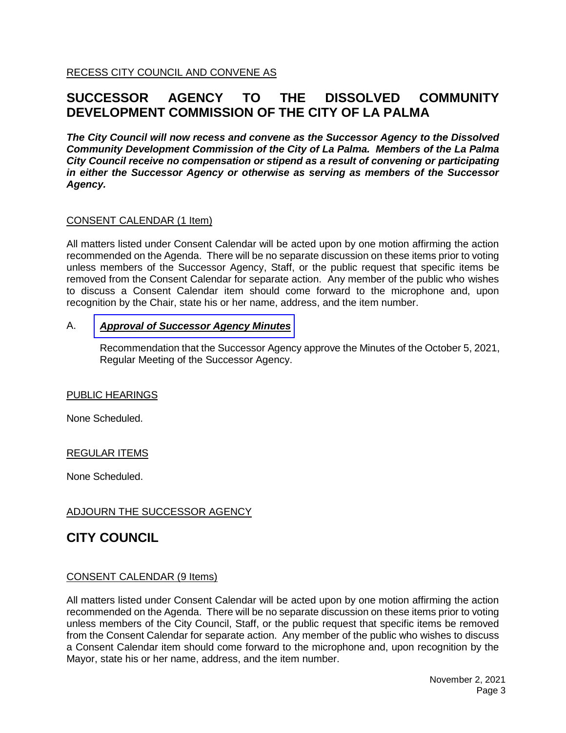RECESS CITY COUNCIL AND CONVENE AS

## SUCCESSOR AGENCY TO THE DISSOLVED COMMUNITY DEVELOPMENT COMMISSION OF THE CITY OF LA PALMA

***The City Council will now recess and convene as the Successor Agency to the Dissolved Community Development Commission of the City of La Palma. Members of the La Palma City Council receive no compensation or stipend as a result of convening or participating in either the Successor Agency or otherwise as serving as members of the Successor Agency.***

CONSENT CALENDAR (1 Item)

All matters listed under Consent Calendar will be acted upon by one motion affirming the action recommended on the Agenda. There will be no separate discussion on these items prior to voting unless members of the Successor Agency, Staff, or the public request that specific items be removed from the Consent Calendar for separate action. Any member of the public who wishes to discuss a Consent Calendar item should come forward to the microphone and, upon recognition by the Chair, state his or her name, address, and the item number.

A. ***Approval of Successor Agency Minutes***

Recommendation that the Successor Agency approve the Minutes of the October 5, 2021, Regular Meeting of the Successor Agency.

PUBLIC HEARINGS

None Scheduled.

REGULAR ITEMS

None Scheduled.

ADJOURN THE SUCCESSOR AGENCY

## CITY COUNCIL

CONSENT CALENDAR (9 Items)

All matters listed under Consent Calendar will be acted upon by one motion affirming the action recommended on the Agenda. There will be no separate discussion on these items prior to voting unless members of the City Council, Staff, or the public request that specific items be removed from the Consent Calendar for separate action. Any member of the public who wishes to discuss a Consent Calendar item should come forward to the microphone and, upon recognition by the Mayor, state his or her name, address, and the item number.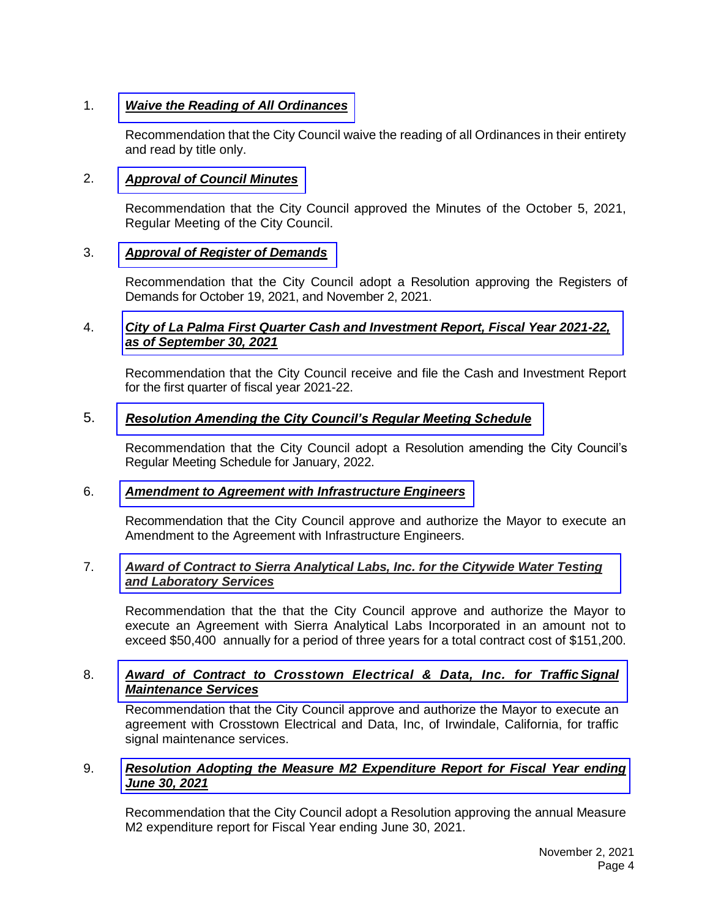1. ***Waive the Reading of All Ordinances***

   Recommendation that the City Council waive the reading of all Ordinances in their entirety and read by title only.

2. ***Approval of Council Minutes***

   Recommendation that the City Council approved the Minutes of the October 5, 2021, Regular Meeting of the City Council.

3. ***Approval of Register of Demands***

   Recommendation that the City Council adopt a Resolution approving the Registers of Demands for October 19, 2021, and November 2, 2021.

4. ***City of La Palma First Quarter Cash and Investment Report, Fiscal Year 2021-22, as of September 30, 2021***

   Recommendation that the City Council receive and file the Cash and Investment Report for the first quarter of fiscal year 2021-22.

5. ***Resolution Amending the City Council's Regular Meeting Schedule***

   Recommendation that the City Council adopt a Resolution amending the City Council's Regular Meeting Schedule for January, 2022.

6. ***Amendment to Agreement with Infrastructure Engineers***

   Recommendation that the City Council approve and authorize the Mayor to execute an Amendment to the Agreement with Infrastructure Engineers.

7. ***Award of Contract to Sierra Analytical Labs, Inc. for the Citywide Water Testing and Laboratory Services***

   Recommendation that the that the City Council approve and authorize the Mayor to execute an Agreement with Sierra Analytical Labs Incorporated in an amount not to exceed $50,400 annually for a period of three years for a total contract cost of $151,200.

8. ***Award of Contract to Crosstown Electrical & Data, Inc. for Traffic Signal Maintenance Services***

   Recommendation that the City Council approve and authorize the Mayor to execute an agreement with Crosstown Electrical and Data, Inc, of Irwindale, California, for traffic signal maintenance services.

9. ***Resolution Adopting the Measure M2 Expenditure Report for Fiscal Year ending June 30, 2021***

   Recommendation that the City Council adopt a Resolution approving the annual Measure M2 expenditure report for Fiscal Year ending June 30, 2021.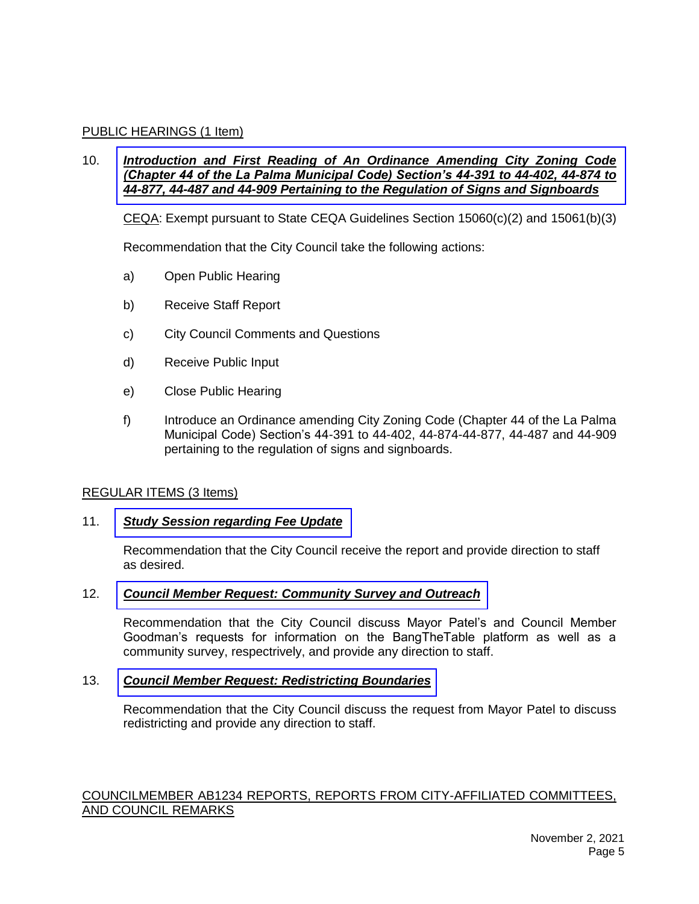## PUBLIC HEARINGS (1 Item)

10. ***Introduction and First Reading of An Ordinance Amending City Zoning Code (Chapter 44 of the La Palma Municipal Code) Section's 44-391 to 44-402, 44-874 to 44-877, 44-487 and 44-909 Pertaining to the Regulation of Signs and Signboards***

    CEQA: Exempt pursuant to State CEQA Guidelines Section 15060(c)(2) and 15061(b)(3)

    Recommendation that the City Council take the following actions:

    a) Open Public Hearing

    b) Receive Staff Report

    c) City Council Comments and Questions

    d) Receive Public Input

    e) Close Public Hearing

    f) Introduce an Ordinance amending City Zoning Code (Chapter 44 of the La Palma Municipal Code) Section's 44-391 to 44-402, 44-874-44-877, 44-487 and 44-909 pertaining to the regulation of signs and signboards.

## REGULAR ITEMS (3 Items)

11. ***Study Session regarding Fee Update***

    Recommendation that the City Council receive the report and provide direction to staff as desired.

12. ***Council Member Request: Community Survey and Outreach***

    Recommendation that the City Council discuss Mayor Patel's and Council Member Goodman's requests for information on the BangTheTable platform as well as a community survey, respectively, and provide any direction to staff.

13. ***Council Member Request: Redistricting Boundaries***

    Recommendation that the City Council discuss the request from Mayor Patel to discuss redistricting and provide any direction to staff.

## COUNCILMEMBER AB1234 REPORTS, REPORTS FROM CITY-AFFILIATED COMMITTEES, AND COUNCIL REMARKS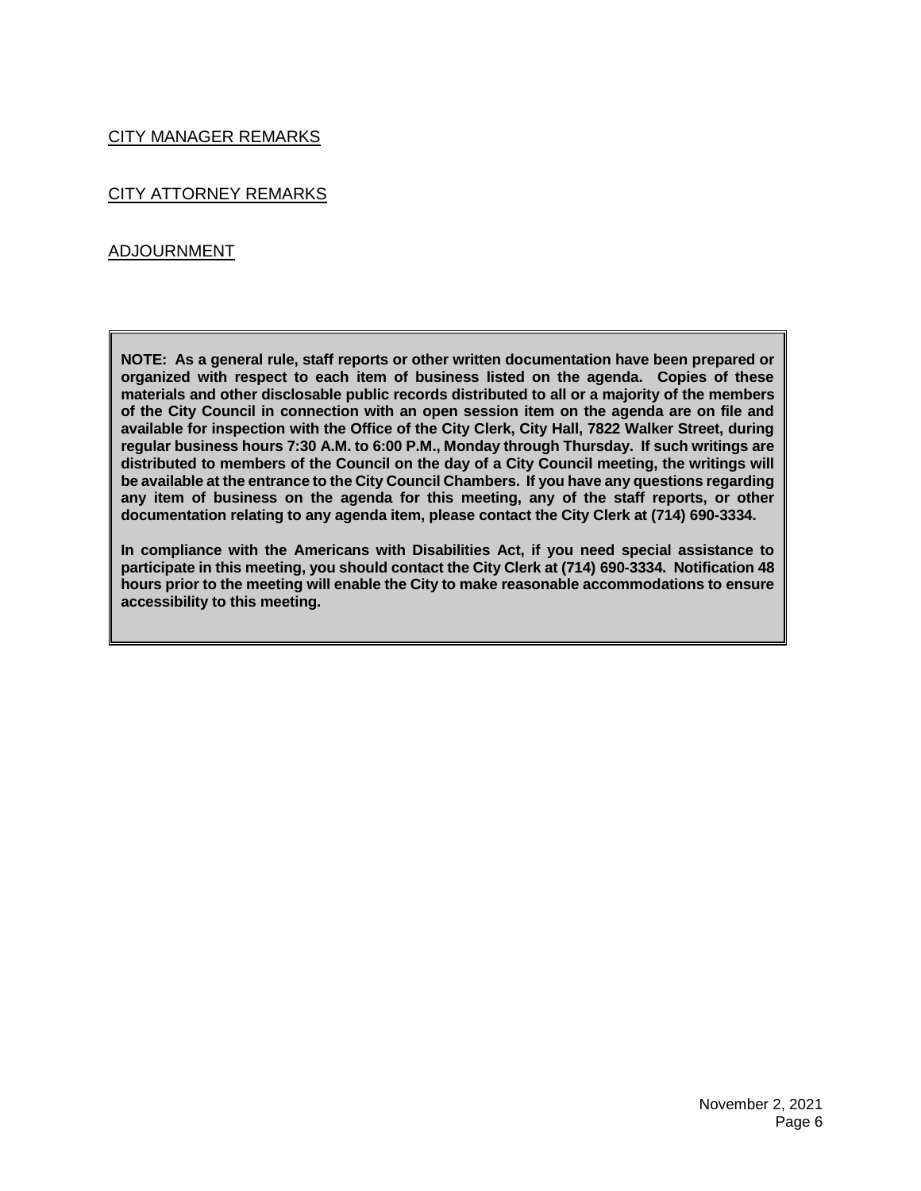CITY MANAGER REMARKS

CITY ATTORNEY REMARKS

ADJOURNMENT

**NOTE: As a general rule, staff reports or other written documentation have been prepared or organized with respect to each item of business listed on the agenda. Copies of these materials and other disclosable public records distributed to all or a majority of the members of the City Council in connection with an open session item on the agenda are on file and available for inspection with the Office of the City Clerk, City Hall, 7822 Walker Street, during regular business hours 7:30 A.M. to 6:00 P.M., Monday through Thursday. If such writings are distributed to members of the Council on the day of a City Council meeting, the writings will be available at the entrance to the City Council Chambers. If you have any questions regarding any item of business on the agenda for this meeting, any of the staff reports, or other documentation relating to any agenda item, please contact the City Clerk at (714) 690-3334.**

**In compliance with the Americans with Disabilities Act, if you need special assistance to participate in this meeting, you should contact the City Clerk at (714) 690-3334. Notification 48 hours prior to the meeting will enable the City to make reasonable accommodations to ensure accessibility to this meeting.**